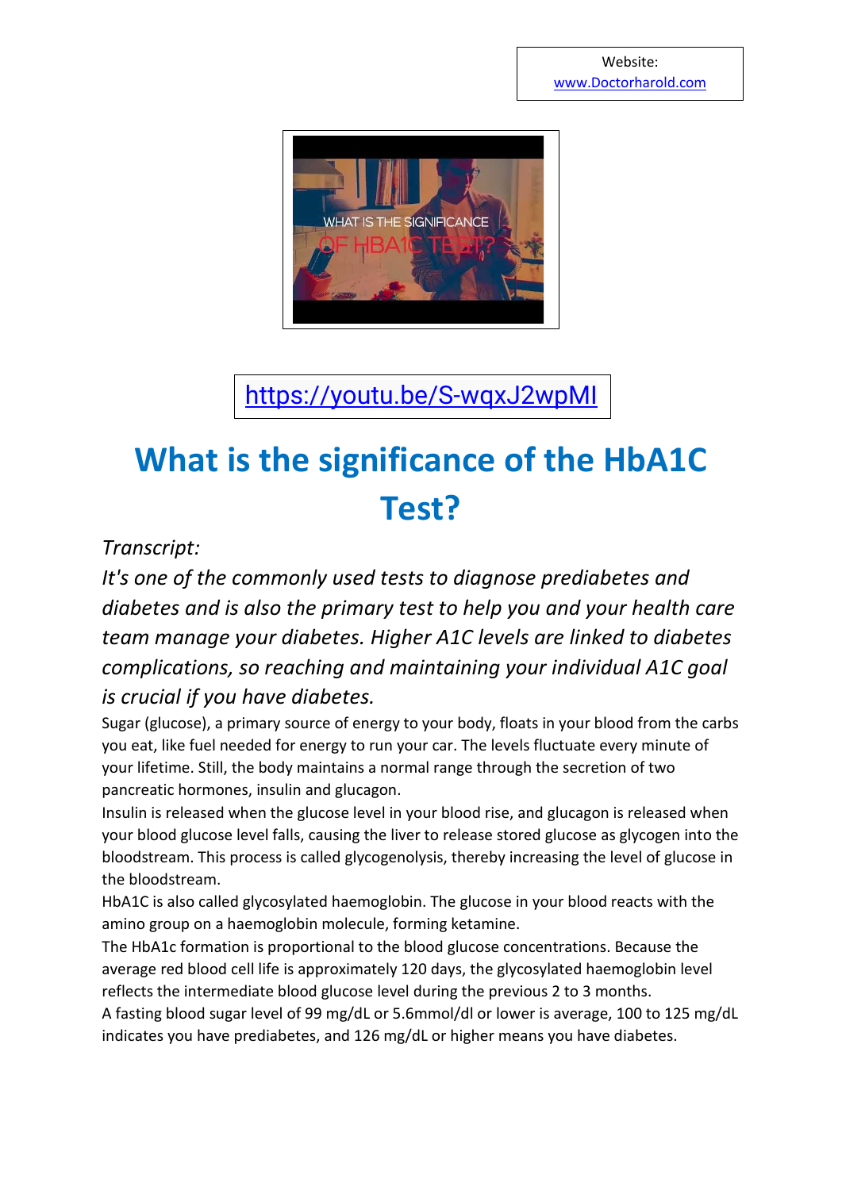Website:
www.Doctorharold.com

https://youtu.be/S-wqxJ2wpMI

# What is the significance of the HbA1C Test?

*Transcript:*

*It's one of the commonly used tests to diagnose prediabetes and diabetes and is also the primary test to help you and your health care team manage your diabetes. Higher A1C levels are linked to diabetes complications, so reaching and maintaining your individual A1C goal is crucial if you have diabetes.*

Sugar (glucose), a primary source of energy to your body, floats in your blood from the carbs you eat, like fuel needed for energy to run your car. The levels fluctuate every minute of your lifetime. Still, the body maintains a normal range through the secretion of two pancreatic hormones, insulin and glucagon.

Insulin is released when the glucose level in your blood rise, and glucagon is released when your blood glucose level falls, causing the liver to release stored glucose as glycogen into the bloodstream. This process is called glycogenolysis, thereby increasing the level of glucose in the bloodstream.

HbA1C is also called glycosylated haemoglobin. The glucose in your blood reacts with the amino group on a haemoglobin molecule, forming ketamine.

The HbA1c formation is proportional to the blood glucose concentrations. Because the average red blood cell life is approximately 120 days, the glycosylated haemoglobin level reflects the intermediate blood glucose level during the previous 2 to 3 months.

A fasting blood sugar level of 99 mg/dL or 5.6mmol/dl or lower is average, 100 to 125 mg/dL indicates you have prediabetes, and 126 mg/dL or higher means you have diabetes.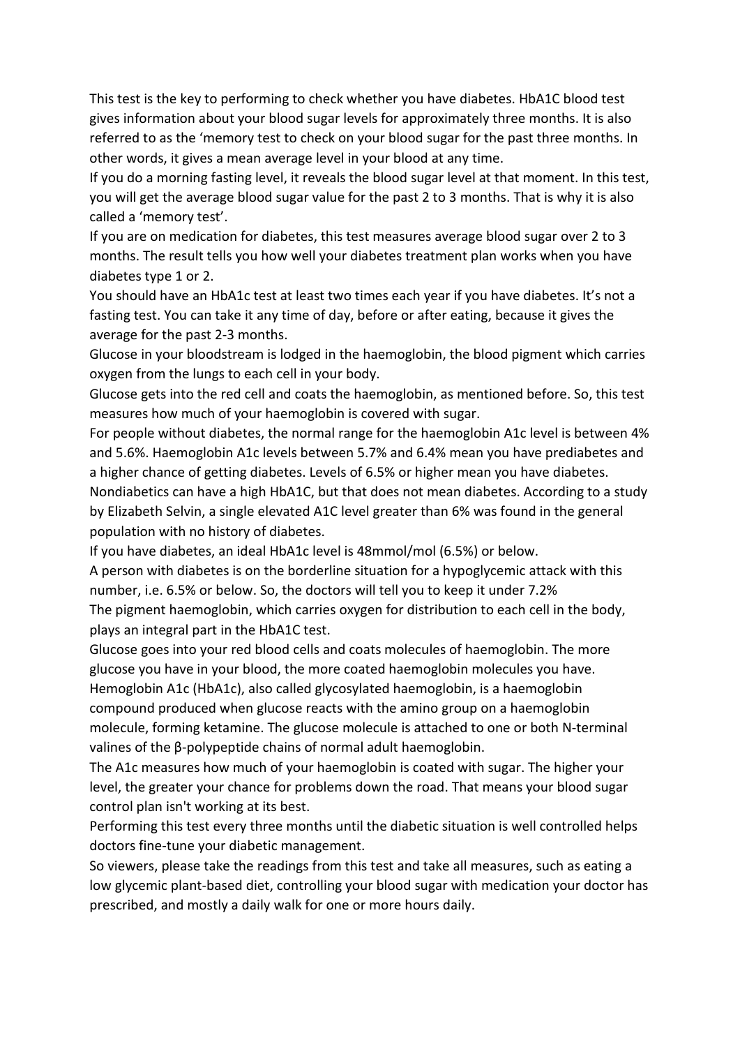This test is the key to performing to check whether you have diabetes. HbA1C blood test gives information about your blood sugar levels for approximately three months. It is also referred to as the 'memory test to check on your blood sugar for the past three months. In other words, it gives a mean average level in your blood at any time.

If you do a morning fasting level, it reveals the blood sugar level at that moment. In this test, you will get the average blood sugar value for the past 2 to 3 months. That is why it is also called a 'memory test'.

If you are on medication for diabetes, this test measures average blood sugar over 2 to 3 months. The result tells you how well your diabetes treatment plan works when you have diabetes type 1 or 2.

You should have an HbA1c test at least two times each year if you have diabetes. It's not a fasting test. You can take it any time of day, before or after eating, because it gives the average for the past 2-3 months.

Glucose in your bloodstream is lodged in the haemoglobin, the blood pigment which carries oxygen from the lungs to each cell in your body.

Glucose gets into the red cell and coats the haemoglobin, as mentioned before. So, this test measures how much of your haemoglobin is covered with sugar.

For people without diabetes, the normal range for the haemoglobin A1c level is between 4% and 5.6%. Haemoglobin A1c levels between 5.7% and 6.4% mean you have prediabetes and a higher chance of getting diabetes. Levels of 6.5% or higher mean you have diabetes.

Nondiabetics can have a high HbA1C, but that does not mean diabetes. According to a study by Elizabeth Selvin, a single elevated A1C level greater than 6% was found in the general population with no history of diabetes.

If you have diabetes, an ideal HbA1c level is 48mmol/mol (6.5%) or below.

A person with diabetes is on the borderline situation for a hypoglycemic attack with this number, i.e. 6.5% or below. So, the doctors will tell you to keep it under 7.2%

The pigment haemoglobin, which carries oxygen for distribution to each cell in the body, plays an integral part in the HbA1C test.

Glucose goes into your red blood cells and coats molecules of haemoglobin. The more glucose you have in your blood, the more coated haemoglobin molecules you have.

Hemoglobin A1c (HbA1c), also called glycosylated haemoglobin, is a haemoglobin compound produced when glucose reacts with the amino group on a haemoglobin molecule, forming ketamine. The glucose molecule is attached to one or both N-terminal valines of the β-polypeptide chains of normal adult haemoglobin.

The A1c measures how much of your haemoglobin is coated with sugar. The higher your level, the greater your chance for problems down the road. That means your blood sugar control plan isn't working at its best.

Performing this test every three months until the diabetic situation is well controlled helps doctors fine-tune your diabetic management.

So viewers, please take the readings from this test and take all measures, such as eating a low glycemic plant-based diet, controlling your blood sugar with medication your doctor has prescribed, and mostly a daily walk for one or more hours daily.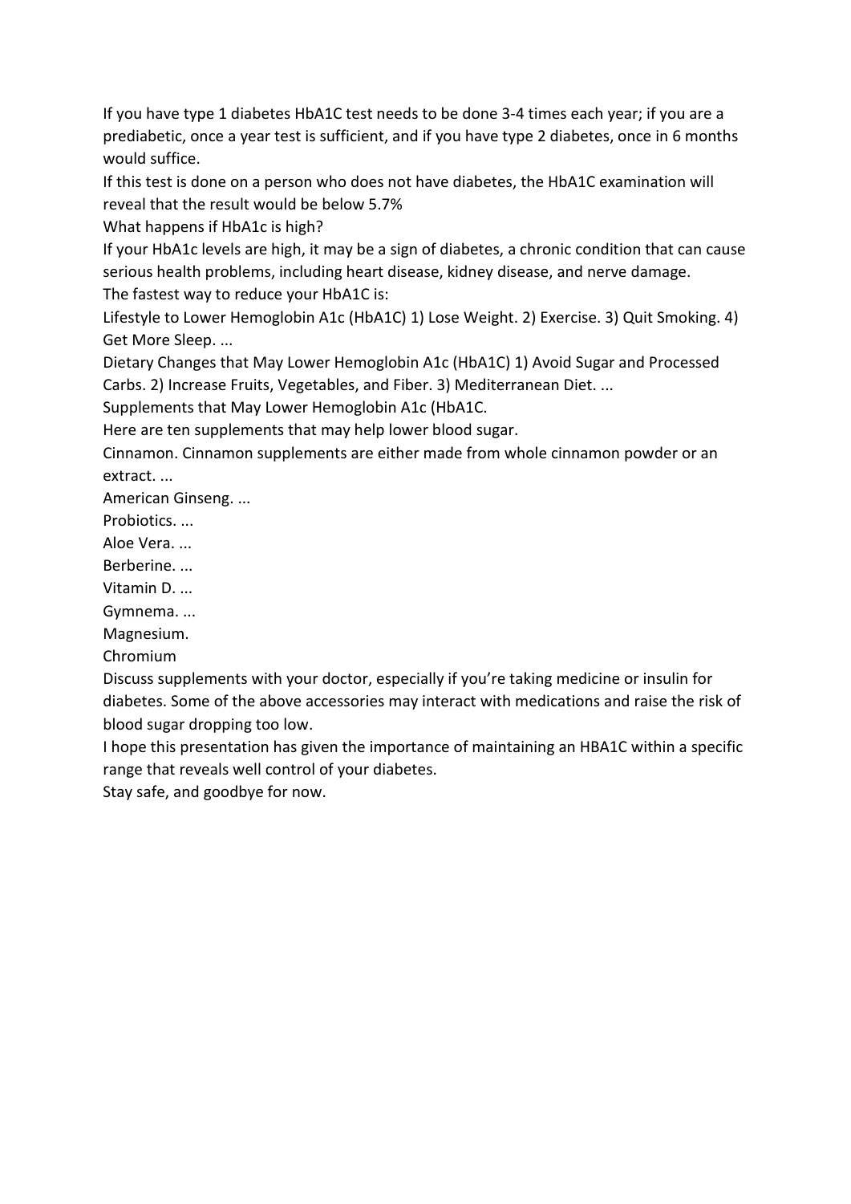If you have type 1 diabetes HbA1C test needs to be done 3-4 times each year; if you are a prediabetic, once a year test is sufficient, and if you have type 2 diabetes, once in 6 months would suffice.

If this test is done on a person who does not have diabetes, the HbA1C examination will reveal that the result would be below 5.7%

What happens if HbA1c is high?

If your HbA1c levels are high, it may be a sign of diabetes, a chronic condition that can cause serious health problems, including heart disease, kidney disease, and nerve damage.

The fastest way to reduce your HbA1C is:

Lifestyle to Lower Hemoglobin A1c (HbA1C) 1) Lose Weight. 2) Exercise. 3) Quit Smoking. 4) Get More Sleep. ...

Dietary Changes that May Lower Hemoglobin A1c (HbA1C) 1) Avoid Sugar and Processed Carbs. 2) Increase Fruits, Vegetables, and Fiber. 3) Mediterranean Diet. ...

Supplements that May Lower Hemoglobin A1c (HbA1C.

Here are ten supplements that may help lower blood sugar.

Cinnamon. Cinnamon supplements are either made from whole cinnamon powder or an extract. ...

American Ginseng. ...

Probiotics. ...

Aloe Vera. ...

Berberine. ...

Vitamin D. ...

Gymnema. ...

Magnesium.

Chromium

Discuss supplements with your doctor, especially if you're taking medicine or insulin for diabetes. Some of the above accessories may interact with medications and raise the risk of blood sugar dropping too low.

I hope this presentation has given the importance of maintaining an HBA1C within a specific range that reveals well control of your diabetes.

Stay safe, and goodbye for now.